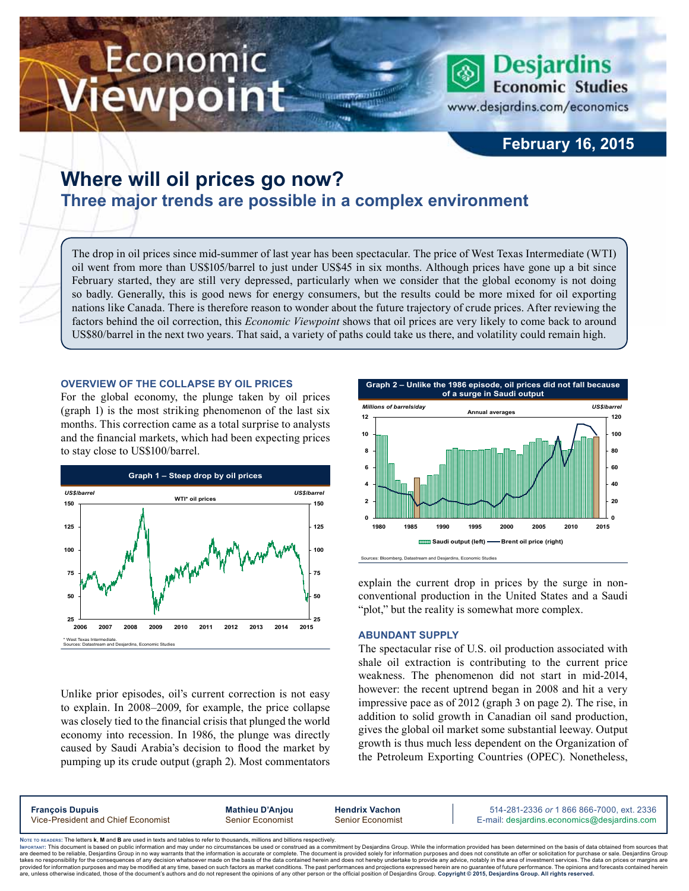# Economic Viewpoint

Desjardins Economic Studies
www.desjardins.com/economics

February 16, 2015

## Where will oil prices go now?

### Three major trends are possible in a complex environment

The drop in oil prices since mid-summer of last year has been spectacular. The price of West Texas Intermediate (WTI) oil went from more than US$105/barrel to just under US$45 in six months. Although prices have gone up a bit since February started, they are still very depressed, particularly when we consider that the global economy is not doing so badly. Generally, this is good news for energy consumers, but the results could be more mixed for oil exporting nations like Canada. There is therefore reason to wonder about the future trajectory of crude prices. After reviewing the factors behind the oil correction, this *Economic Viewpoint* shows that oil prices are very likely to come back to around US$80/barrel in the next two years. That said, a variety of paths could take us there, and volatility could remain high.

### OVERVIEW OF THE COLLAPSE BY OIL PRICES

For the global economy, the plunge taken by oil prices (graph 1) is the most striking phenomenon of the last six months. This correction came as a total surprise to analysts and the financial markets, which had been expecting prices to stay close to US$100/barrel.

Graph 1 – Steep drop by oil prices

\* West Texas Intermediate.
Sources: Datastream and Desjardins, Economic Studies

Unlike prior episodes, oil's current correction is not easy to explain. In 2008–2009, for example, the price collapse was closely tied to the financial crisis that plunged the world economy into recession. In 1986, the plunge was directly caused by Saudi Arabia's decision to flood the market by pumping up its crude output (graph 2). Most commentators explain the current drop in prices by the surge in non-conventional production in the United States and a Saudi "plot," but the reality is somewhat more complex.

Graph 2 – Unlike the 1986 episode, oil prices did not fall because of a surge in Saudi output

Sources: Bloomberg, Datastream and Desjardins, Economic Studies

### ABUNDANT SUPPLY

The spectacular rise of U.S. oil production associated with shale oil extraction is contributing to the current price weakness. The phenomenon did not start in mid-2014, however: the recent uptrend began in 2008 and hit a very impressive pace as of 2012 (graph 3 on page 2). The rise, in addition to solid growth in Canadian oil sand production, gives the global oil market some substantial leeway. Output growth is thus much less dependent on the Organization of the Petroleum Exporting Countries (OPEC). Nonetheless,

François Dupuis, Vice-President and Chief Economist
Mathieu D'Anjou, Senior Economist
Hendrix Vachon, Senior Economist
514-281-2336 *or* 1 866 866-7000, ext. 2336
E-mail: desjardins.economics@desjardins.com

NOTE TO READERS: The letters **k**, **M** and **B** are used in texts and tables to refer to thousands, millions and billions respectively.
IMPORTANT: This document is based on public information and may under no circumstances be used or construed as a commitment by Desjardins Group. While the information provided has been determined on the basis of data obtained from sources that are deemed to be reliable, Desjardins Group in no way warrants that the information is accurate or complete. The document is provided solely for information purposes and does not constitute an offer or solicitation for purchase or sale. Desjardins Group takes no responsibility for the consequences of any decision whatsoever made on the basis of the data contained herein and does not hereby undertake to provide any advice, notably in the area of investment services. The data on prices or margins are provided for information purposes and may be modified at any time, based on such factors as market conditions. The past performances and projections expressed herein are no guarantee of future performance. The opinions and forecasts contained herein are, unless otherwise indicated, those of the document's authors and do not represent the opinions of any other person or the official position of Desjardins Group. **Copyright © 2015, Desjardins Group. All rights reserved.**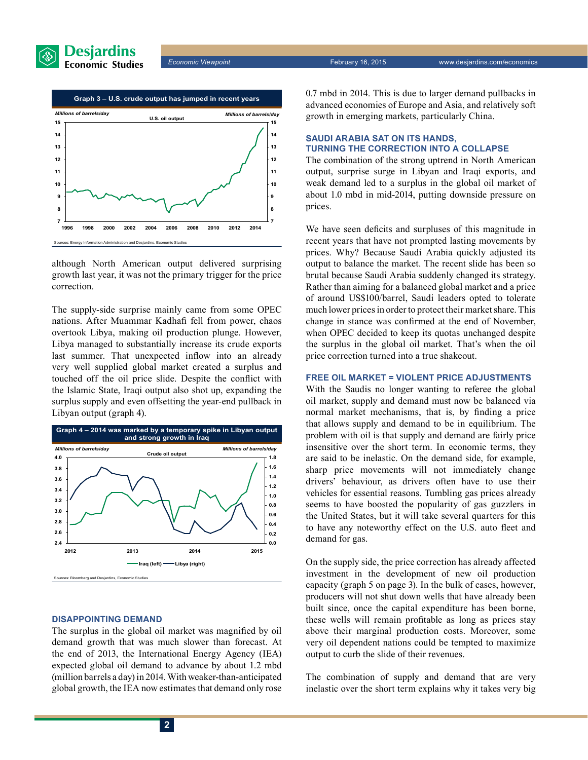**Graph 3 – U.S. crude output has jumped in recent years**

Sources: Energy Information Administration and Desjardins, Economic Studies

although North American output delivered surprising growth last year, it was not the primary trigger for the price correction.

The supply-side surprise mainly came from some OPEC nations. After Muammar Kadhafi fell from power, chaos overtook Libya, making oil production plunge. However, Libya managed to substantially increase its crude exports last summer. That unexpected inflow into an already very well supplied global market created a surplus and touched off the oil price slide. Despite the conflict with the Islamic State, Iraqi output also shot up, expanding the surplus supply and even offsetting the year-end pullback in Libyan output (graph 4).

**Graph 4 – 2014 was marked by a temporary spike in Libyan output and strong growth in Iraq**

Sources: Bloomberg and Desjardins, Economic Studies

## DISAPPOINTING DEMAND

The surplus in the global oil market was magnified by oil demand growth that was much slower than forecast. At the end of 2013, the International Energy Agency (IEA) expected global oil demand to advance by about 1.2 mbd (million barrels a day) in 2014. With weaker-than-anticipated global growth, the IEA now estimates that demand only rose 0.7 mbd in 2014. This is due to larger demand pullbacks in advanced economies of Europe and Asia, and relatively soft growth in emerging markets, particularly China.

## SAUDI ARABIA SAT ON ITS HANDS, TURNING THE CORRECTION INTO A COLLAPSE

The combination of the strong uptrend in North American output, surprise surge in Libyan and Iraqi exports, and weak demand led to a surplus in the global oil market of about 1.0 mbd in mid-2014, putting downside pressure on prices.

We have seen deficits and surpluses of this magnitude in recent years that have not prompted lasting movements by prices. Why? Because Saudi Arabia quickly adjusted its output to balance the market. The recent slide has been so brutal because Saudi Arabia suddenly changed its strategy. Rather than aiming for a balanced global market and a price of around US$100/barrel, Saudi leaders opted to tolerate much lower prices in order to protect their market share. This change in stance was confirmed at the end of November, when OPEC decided to keep its quotas unchanged despite the surplus in the global oil market. That's when the oil price correction turned into a true shakeout.

## FREE OIL MARKET = VIOLENT PRICE ADJUSTMENTS

With the Saudis no longer wanting to referee the global oil market, supply and demand must now be balanced via normal market mechanisms, that is, by finding a price that allows supply and demand to be in equilibrium. The problem with oil is that supply and demand are fairly price insensitive over the short term. In economic terms, they are said to be inelastic. On the demand side, for example, sharp price movements will not immediately change drivers' behaviour, as drivers often have to use their vehicles for essential reasons. Tumbling gas prices already seems to have boosted the popularity of gas guzzlers in the United States, but it will take several quarters for this to have any noteworthy effect on the U.S. auto fleet and demand for gas.

On the supply side, the price correction has already affected investment in the development of new oil production capacity (graph 5 on page 3). In the bulk of cases, however, producers will not shut down wells that have already been built since, once the capital expenditure has been borne, these wells will remain profitable as long as prices stay above their marginal production costs. Moreover, some very oil dependent nations could be tempted to maximize output to curb the slide of their revenues.

The combination of supply and demand that are very inelastic over the short term explains why it takes very big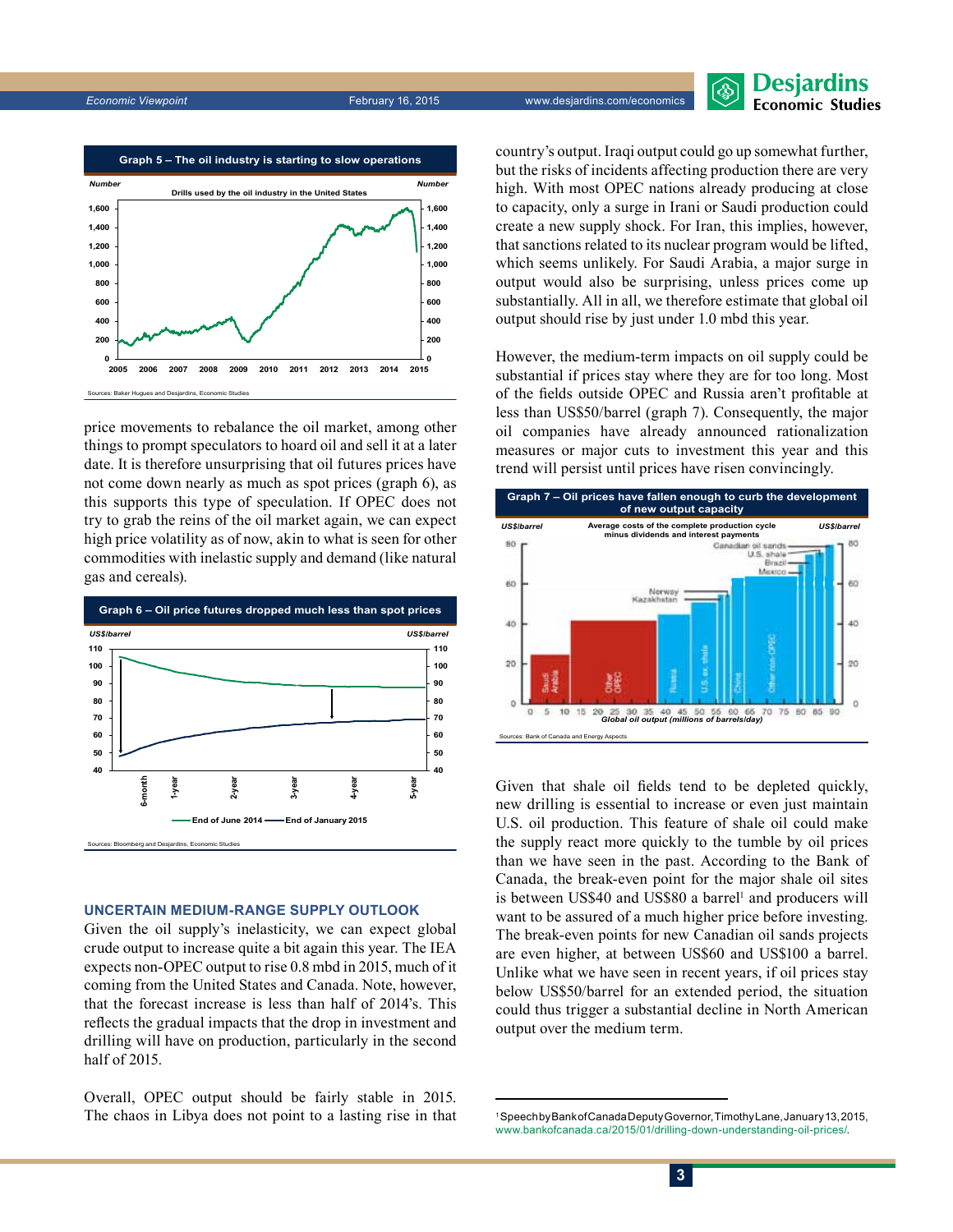**Graph 5 – The oil industry is starting to slow operations**

Drills used by the oil industry in the United States

Sources: Baker Hughes and Desjardins, Economic Studies

price movements to rebalance the oil market, among other things to prompt speculators to hoard oil and sell it at a later date. It is therefore unsurprising that oil futures prices have not come down nearly as much as spot prices (graph 6), as this supports this type of speculation. If OPEC does not try to grab the reins of the oil market again, we can expect high price volatility as of now, akin to what is seen for other commodities with inelastic supply and demand (like natural gas and cereals).

**Graph 6 – Oil price futures dropped much less than spot prices**

End of June 2014 — End of January 2015

Sources: Bloomberg and Desjardins, Economic Studies

## UNCERTAIN MEDIUM-RANGE SUPPLY OUTLOOK

Given the oil supply's inelasticity, we can expect global crude output to increase quite a bit again this year. The IEA expects non-OPEC output to rise 0.8 mbd in 2015, much of it coming from the United States and Canada. Note, however, that the forecast increase is less than half of 2014's. This reflects the gradual impacts that the drop in investment and drilling will have on production, particularly in the second half of 2015.

Overall, OPEC output should be fairly stable in 2015. The chaos in Libya does not point to a lasting rise in that country's output. Iraqi output could go up somewhat further, but the risks of incidents affecting production there are very high. With most OPEC nations already producing at close to capacity, only a surge in Irani or Saudi production could create a new supply shock. For Iran, this implies, however, that sanctions related to its nuclear program would be lifted, which seems unlikely. For Saudi Arabia, a major surge in output would also be surprising, unless prices come up substantially. All in all, we therefore estimate that global oil output should rise by just under 1.0 mbd this year.

However, the medium-term impacts on oil supply could be substantial if prices stay where they are for too long. Most of the fields outside OPEC and Russia aren't profitable at less than US$50/barrel (graph 7). Consequently, the major oil companies have already announced rationalization measures or major cuts to investment this year and this trend will persist until prices have risen convincingly.

**Graph 7 – Oil prices have fallen enough to curb the development of new output capacity**

Average costs of the complete production cycle minus dividends and interest payments

Sources: Bank of Canada and Energy Aspects

Given that shale oil fields tend to be depleted quickly, new drilling is essential to increase or even just maintain U.S. oil production. This feature of shale oil could make the supply react more quickly to the tumble by oil prices than we have seen in the past. According to the Bank of Canada, the break-even point for the major shale oil sites is between US$40 and US$80 a barrel[1] and producers will want to be assured of a much higher price before investing. The break-even points for new Canadian oil sands projects are even higher, at between US$60 and US$100 a barrel. Unlike what we have seen in recent years, if oil prices stay below US$50/barrel for an extended period, the situation could thus trigger a substantial decline in North American output over the medium term.

---

[1] Speech by Bank of Canada Deputy Governor, Timothy Lane, January 13, 2015, www.bankofcanada.ca/2015/01/drilling-down-understanding-oil-prices/.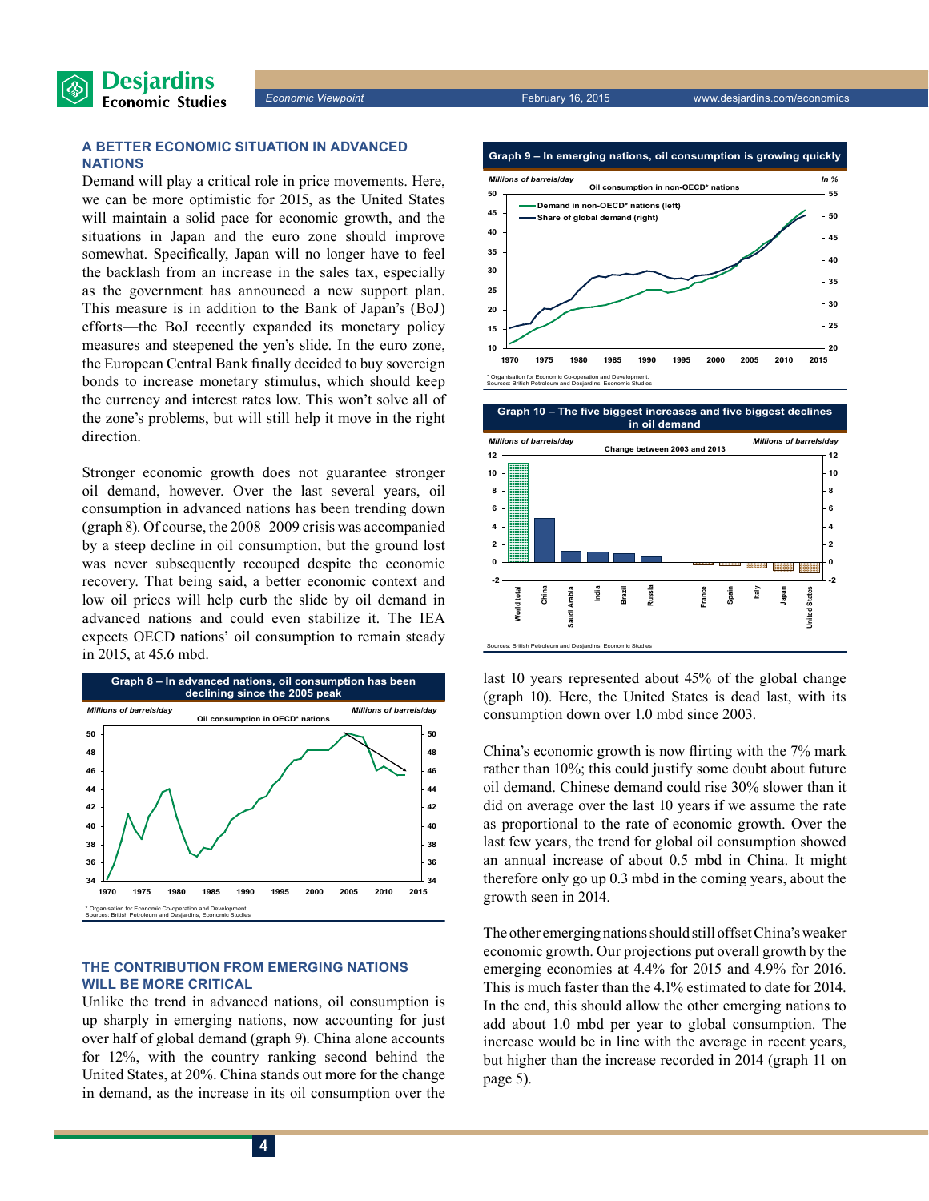## A BETTER ECONOMIC SITUATION IN ADVANCED NATIONS

Demand will play a critical role in price movements. Here, we can be more optimistic for 2015, as the United States will maintain a solid pace for economic growth, and the situations in Japan and the euro zone should improve somewhat. Specifically, Japan will no longer have to feel the backlash from an increase in the sales tax, especially as the government has announced a new support plan. This measure is in addition to the Bank of Japan's (BoJ) efforts—the BoJ recently expanded its monetary policy measures and steepened the yen's slide. In the euro zone, the European Central Bank finally decided to buy sovereign bonds to increase monetary stimulus, which should keep the currency and interest rates low. This won't solve all of the zone's problems, but will still help it move in the right direction.

Stronger economic growth does not guarantee stronger oil demand, however. Over the last several years, oil consumption in advanced nations has been trending down (graph 8). Of course, the 2008–2009 crisis was accompanied by a steep decline in oil consumption, but the ground lost was never subsequently recouped despite the economic recovery. That being said, a better economic context and low oil prices will help curb the slide by oil demand in advanced nations and could even stabilize it. The IEA expects OECD nations' oil consumption to remain steady in 2015, at 45.6 mbd.

**Graph 8 – In advanced nations, oil consumption has been declining since the 2005 peak**

Oil consumption in OECD* nations (Millions of barrels/day)

\* Organisation for Economic Co-operation and Development.
Sources: British Petroleum and Desjardins, Economic Studies

## THE CONTRIBUTION FROM EMERGING NATIONS WILL BE MORE CRITICAL

Unlike the trend in advanced nations, oil consumption is up sharply in emerging nations, now accounting for just over half of global demand (graph 9). China alone accounts for 12%, with the country ranking second behind the United States, at 20%. China stands out more for the change in demand, as the increase in its oil consumption over the last 10 years represented about 45% of the global change (graph 10). Here, the United States is dead last, with its consumption down over 1.0 mbd since 2003.

**Graph 9 – In emerging nations, oil consumption is growing quickly**

Oil consumption in non-OECD* nations — Demand in non-OECD* nations (left, millions of barrels/day); Share of global demand (right, in %)

\* Organisation for Economic Co-operation and Development.
Sources: British Petroleum and Desjardins, Economic Studies

**Graph 10 – The five biggest increases and five biggest declines in oil demand**

Change between 2003 and 2013 (Millions of barrels/day) — World total, China, Saudi Arabia, India, Brazil, Russia, France, Spain, Italy, Japan, United States

Sources: British Petroleum and Desjardins, Economic Studies

China's economic growth is now flirting with the 7% mark rather than 10%; this could justify some doubt about future oil demand. Chinese demand could rise 30% slower than it did on average over the last 10 years if we assume the rate as proportional to the rate of economic growth. Over the last few years, the trend for global oil consumption showed an annual increase of about 0.5 mbd in China. It might therefore only go up 0.3 mbd in the coming years, about the growth seen in 2014.

The other emerging nations should still offset China's weaker economic growth. Our projections put overall growth by the emerging economies at 4.4% for 2015 and 4.9% for 2016. This is much faster than the 4.1% estimated to date for 2014. In the end, this should allow the other emerging nations to add about 1.0 mbd per year to global consumption. The increase would be in line with the average in recent years, but higher than the increase recorded in 2014 (graph 11 on page 5).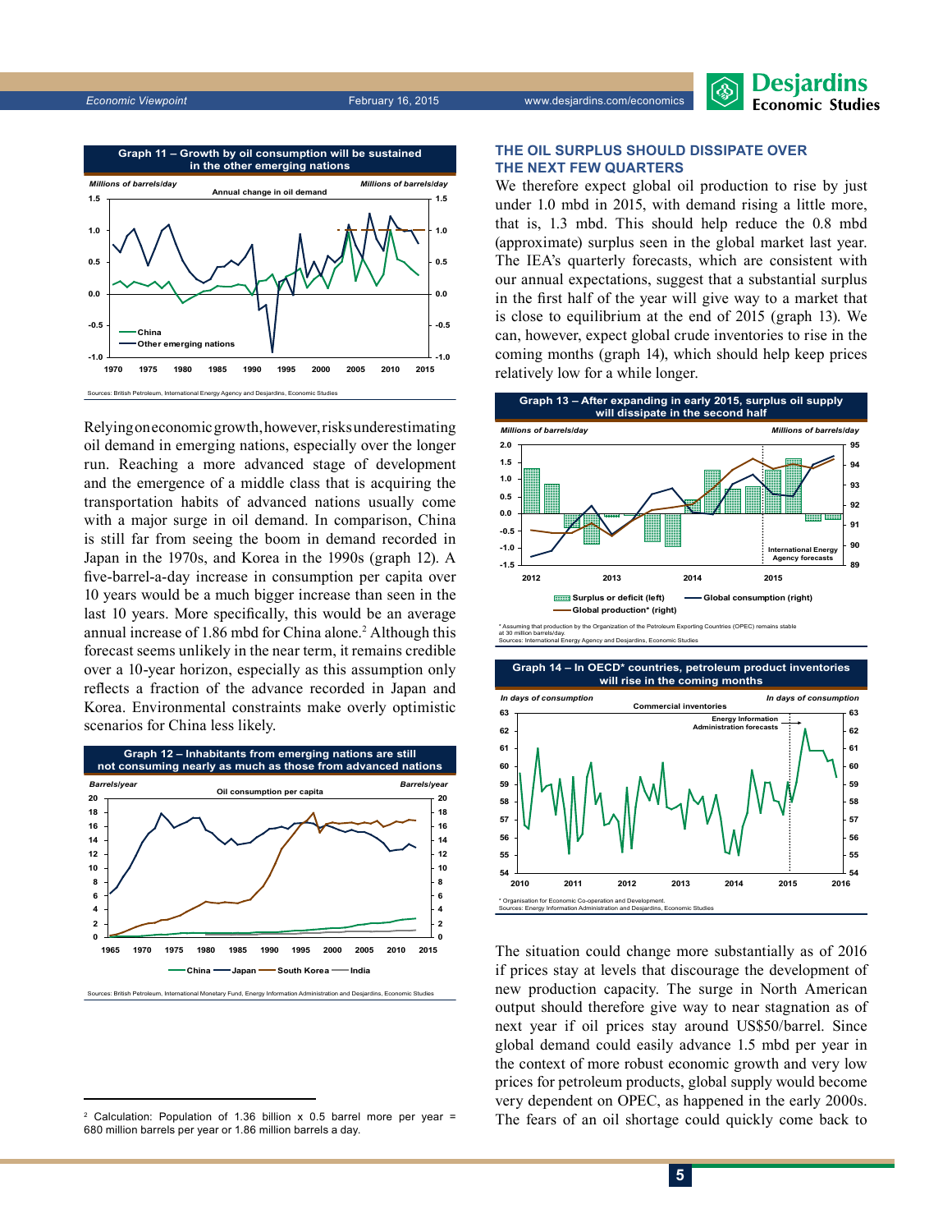**Graph 11 – Growth by oil consumption will be sustained in the other emerging nations**

Sources: British Petroleum, International Energy Agency and Desjardins, Economic Studies

Relying on economic growth, however, risks underestimating oil demand in emerging nations, especially over the longer run. Reaching a more advanced stage of development and the emergence of a middle class that is acquiring the transportation habits of advanced nations usually come with a major surge in oil demand. In comparison, China is still far from seeing the boom in demand recorded in Japan in the 1970s, and Korea in the 1990s (graph 12). A five-barrel-a-day increase in consumption per capita over 10 years would be a much bigger increase than seen in the last 10 years. More specifically, this would be an average annual increase of 1.86 mbd for China alone.[2] Although this forecast seems unlikely in the near term, it remains credible over a 10-year horizon, especially as this assumption only reflects a fraction of the advance recorded in Japan and Korea. Environmental constraints make overly optimistic scenarios for China less likely.

**Graph 12 – Inhabitants from emerging nations are still not consuming nearly as much as those from advanced nations**

Sources: British Petroleum, International Monetary Fund, Energy Information Administration and Desjardins, Economic Studies

### THE OIL SURPLUS SHOULD DISSIPATE OVER THE NEXT FEW QUARTERS

We therefore expect global oil production to rise by just under 1.0 mbd in 2015, with demand rising a little more, that is, 1.3 mbd. This should help reduce the 0.8 mbd (approximate) surplus seen in the global market last year. The IEA's quarterly forecasts, which are consistent with our annual expectations, suggest that a substantial surplus in the first half of the year will give way to a market that is close to equilibrium at the end of 2015 (graph 13). We can, however, expect global crude inventories to rise in the coming months (graph 14), which should help keep prices relatively low for a while longer.

**Graph 13 – After expanding in early 2015, surplus oil supply will dissipate in the second half**

\* Assuming that production by the Organization of the Petroleum Exporting Countries (OPEC) remains stable at 30 million barrels/day.
Sources: International Energy Agency and Desjardins, Economic Studies

**Graph 14 – In OECD\* countries, petroleum product inventories will rise in the coming months**

\* Organisation for Economic Co-operation and Development.
Sources: Energy Information Administration and Desjardins, Economic Studies

The situation could change more substantially as of 2016 if prices stay at levels that discourage the development of new production capacity. The surge in North American output should therefore give way to near stagnation as of next year if oil prices stay around US$50/barrel. Since global demand could easily advance 1.5 mbd per year in the context of more robust economic growth and very low prices for petroleum products, global supply would become very dependent on OPEC, as happened in the early 2000s. The fears of an oil shortage could quickly come back to

---

[2] Calculation: Population of 1.36 billion x 0.5 barrel more per year = 680 million barrels per year or 1.86 million barrels a day.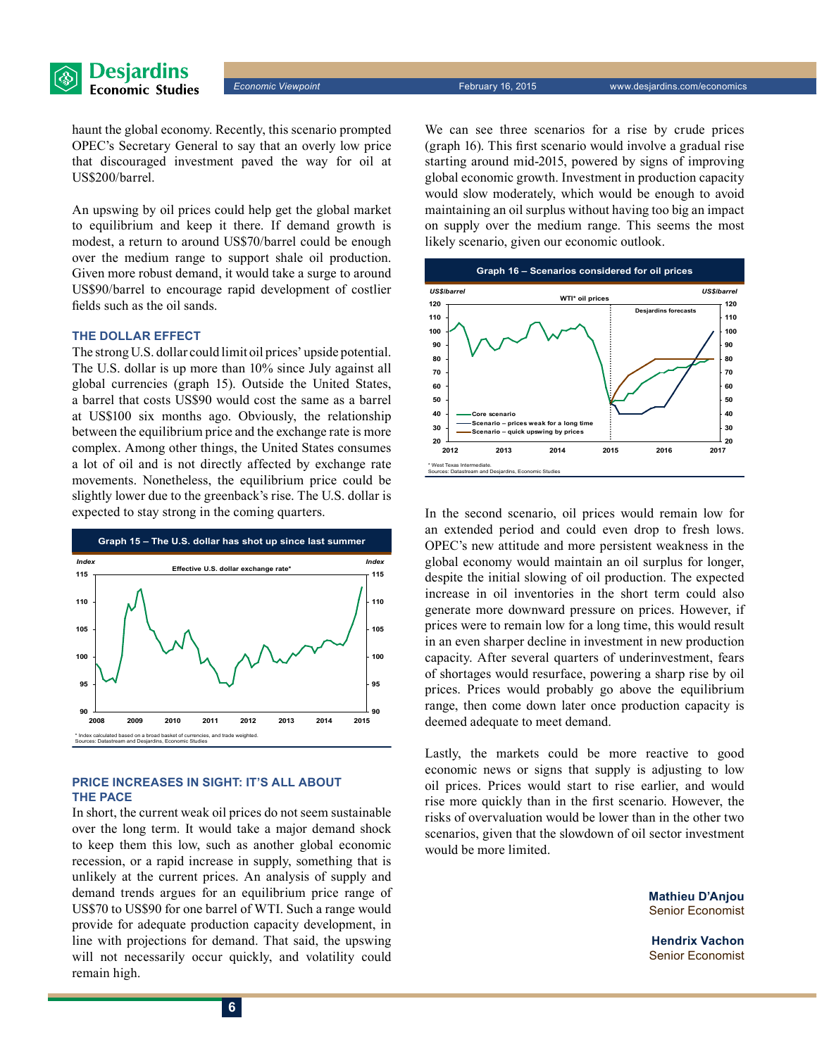haunt the global economy. Recently, this scenario prompted OPEC's Secretary General to say that an overly low price that discouraged investment paved the way for oil at US$200/barrel.

An upswing by oil prices could help get the global market to equilibrium and keep it there. If demand growth is modest, a return to around US$70/barrel could be enough over the medium range to support shale oil production. Given more robust demand, it would take a surge to around US$90/barrel to encourage rapid development of costlier fields such as the oil sands.

### THE DOLLAR EFFECT

The strong U.S. dollar could limit oil prices' upside potential. The U.S. dollar is up more than 10% since July against all global currencies (graph 15). Outside the United States, a barrel that costs US$90 would cost the same as a barrel at US$100 six months ago. Obviously, the relationship between the equilibrium price and the exchange rate is more complex. Among other things, the United States consumes a lot of oil and is not directly affected by exchange rate movements. Nonetheless, the equilibrium price could be slightly lower due to the greenback's rise. The U.S. dollar is expected to stay strong in the coming quarters.

**Graph 15 – The U.S. dollar has shot up since last summer**

Index
Effective U.S. dollar exchange rate*
Index
115
110
105
100
95
90
2008 2009 2010 2011 2012 2013 2014 2015

\* Index calculated based on a broad basket of currencies, and trade weighted.
Sources: Datastream and Desjardins, Economic Studies

### PRICE INCREASES IN SIGHT: IT'S ALL ABOUT THE PACE

In short, the current weak oil prices do not seem sustainable over the long term. It would take a major demand shock to keep them this low, such as another global economic recession, or a rapid increase in supply, something that is unlikely at the current prices. An analysis of supply and demand trends argues for an equilibrium price range of US$70 to US$90 for one barrel of WTI. Such a range would provide for adequate production capacity development, in line with projections for demand. That said, the upswing will not necessarily occur quickly, and volatility could remain high.

We can see three scenarios for a rise by crude prices (graph 16). This first scenario would involve a gradual rise starting around mid-2015, powered by signs of improving global economic growth. Investment in production capacity would slow moderately, which would be enough to avoid maintaining an oil surplus without having too big an impact on supply over the medium range. This seems the most likely scenario, given our economic outlook.

**Graph 16 – Scenarios considered for oil prices**

US$/barrel
WTI* oil prices
US$/barrel
Desjardins forecasts
120
110
100
90
80
70
60
50
40
30
20
2012 2013 2014 2015 2016 2017
Core scenario
Scenario – prices weak for a long time
Scenario – quick upswing by prices

\* West Texas Intermediate.
Sources: Datastream and Desjardins, Economic Studies

In the second scenario, oil prices would remain low for an extended period and could even drop to fresh lows. OPEC's new attitude and more persistent weakness in the global economy would maintain an oil surplus for longer, despite the initial slowing of oil production. The expected increase in oil inventories in the short term could also generate more downward pressure on prices. However, if prices were to remain low for a long time, this would result in an even sharper decline in investment in new production capacity. After several quarters of underinvestment, fears of shortages would resurface, powering a sharp rise by oil prices. Prices would probably go above the equilibrium range, then come down later once production capacity is deemed adequate to meet demand.

Lastly, the markets could be more reactive to good economic news or signs that supply is adjusting to low oil prices. Prices would start to rise earlier, and would rise more quickly than in the first scenario. However, the risks of overvaluation would be lower than in the other two scenarios, given that the slowdown of oil sector investment would be more limited.

**Mathieu D'Anjou**
Senior Economist

**Hendrix Vachon**
Senior Economist